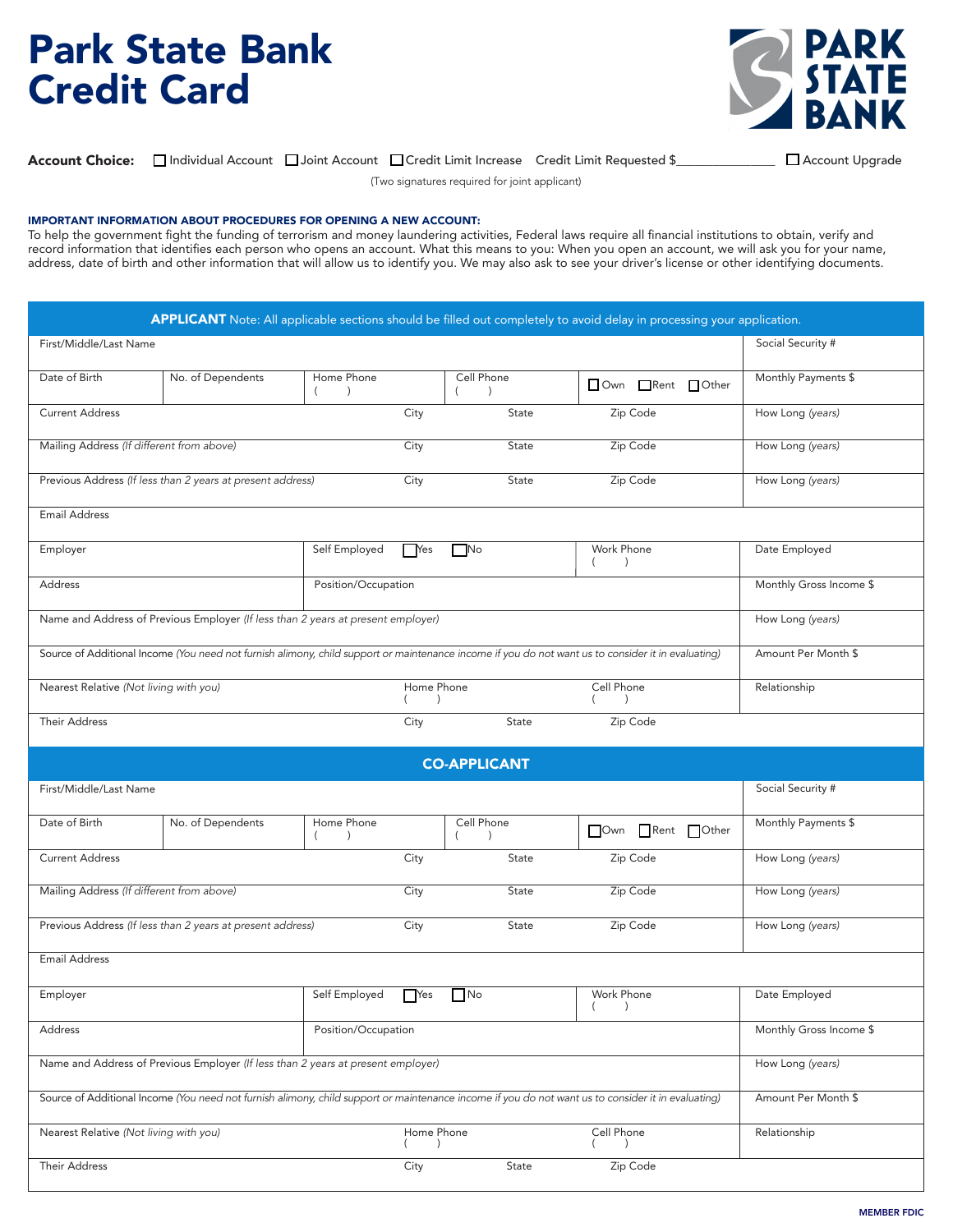# Park State Bank Credit Card

**Account Choice:** ☐ Individual Account ☐ Joint Account ☐ Credit Limit Increase Credit Limit Requested $_______________ ☐ Account Upgrade

(Two signatures required for joint applicant)

**IMPORTANT INFORMATION ABOUT PROCEDURES FOR OPENING A NEW ACCOUNT:**
To help the government fight the funding of terrorism and money laundering activities, Federal laws require all financial institutions to obtain, verify and record information that identifies each person who opens an account. What this means to you: When you open an account, we will ask you for your name, address, date of birth and other information that will allow us to identify you. We may also ask to see your driver's license or other identifying documents.

## APPLICANT

Note: All applicable sections should be filled out completely to avoid delay in processing your application.

| | | | | | |
|---|---|---|---|---|---|
| First/Middle/Last Name | | | | | Social Security # |
| Date of Birth | No. of Dependents | Home Phone ( ) | Cell Phone ( ) | ☐ Own ☐ Rent ☐ Other | Monthly Payments $ |
| Current Address | | City | State | Zip Code | How Long *(years)* |
| Mailing Address *(If different from above)* | | City | State | Zip Code | How Long *(years)* |
| Previous Address *(If less than 2 years at present address)* | | City | State | Zip Code | How Long *(years)* |
| Email Address | | | | | |
| Employer | | Self Employed ☐ Yes ☐ No | | Work Phone ( ) | Date Employed |
| Address | | Position/Occupation | | | Monthly Gross Income $ |
| Name and Address of Previous Employer *(If less than 2 years at present employer)* | | | | | How Long *(years)* |
| Source of Additional Income *(You need not furnish alimony, child support or maintenance income if you do not want us to consider it in evaluating)* | | | | | Amount Per Month $ |
| Nearest Relative *(Not living with you)* | | Home Phone ( ) | | Cell Phone ( ) | Relationship |
| Their Address | | City | State | Zip Code | |

## CO-APPLICANT

| | | | | | |
|---|---|---|---|---|---|
| First/Middle/Last Name | | | | | Social Security # |
| Date of Birth | No. of Dependents | Home Phone ( ) | Cell Phone ( ) | ☐ Own ☐ Rent ☐ Other | Monthly Payments $ |
| Current Address | | City | State | Zip Code | How Long *(years)* |
| Mailing Address *(If different from above)* | | City | State | Zip Code | How Long *(years)* |
| Previous Address *(If less than 2 years at present address)* | | City | State | Zip Code | How Long *(years)* |
| Email Address | | | | | |
| Employer | | Self Employed ☐ Yes ☐ No | | Work Phone ( ) | Date Employed |
| Address | | Position/Occupation | | | Monthly Gross Income $ |
| Name and Address of Previous Employer *(If less than 2 years at present employer)* | | | | | How Long *(years)* |
| Source of Additional Income *(You need not furnish alimony, child support or maintenance income if you do not want us to consider it in evaluating)* | | | | | Amount Per Month $ |
| Nearest Relative *(Not living with you)* | | Home Phone ( ) | | Cell Phone ( ) | Relationship |
| Their Address | | City | State | Zip Code | |

MEMBER FDIC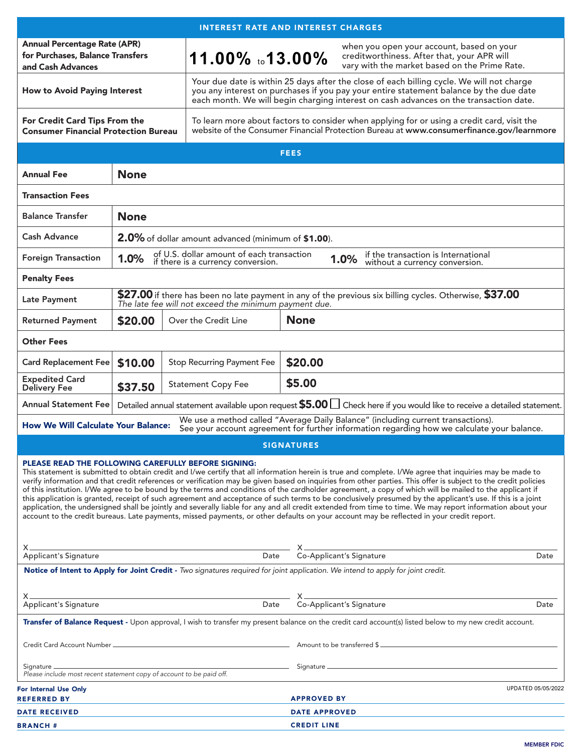## INTEREST RATE AND INTEREST CHARGES

| | | |
|---|---|---|
| **Annual Percentage Rate (APR) for Purchases, Balance Transfers and Cash Advances** | **11.00%** to **13.00%** | when you open your account, based on your creditworthiness. After that, your APR will vary with the market based on the Prime Rate. |
| **How to Avoid Paying Interest** | Your due date is within 25 days after the close of each billing cycle. We will not charge you any interest on purchases if you pay your entire statement balance by the due date each month. We will begin charging interest on cash advances on the transaction date. | |
| **For Credit Card Tips From the Consumer Financial Protection Bureau** | To learn more about factors to consider when applying for or using a credit card, visit the website of the Consumer Financial Protection Bureau at **www.consumerfinance.gov/learnmore** | |

## FEES

| | | | |
|---|---|---|---|
| **Annual Fee** | **None** | | |
| **Transaction Fees** | | | |
| Balance Transfer | **None** | | |
| Cash Advance | **2.0%** of dollar amount advanced (minimum of **$1.00**). | | |
| Foreign Transaction | **1.0%** of U.S. dollar amount of each transaction if there is a currency conversion. | **1.0%** if the transaction is International without a currency conversion. | |
| **Penalty Fees** | | | |
| Late Payment | **$27.00** if there has been no late payment in any of the previous six billing cycles. Otherwise, **$37.00** *The late fee will not exceed the minimum payment due.* | | |
| Returned Payment | **$20.00** | Over the Credit Line | **None** |
| **Other Fees** | | | |
| Card Replacement Fee | **$10.00** | Stop Recurring Payment Fee | **$20.00** |
| Expedited Card Delivery Fee | **$37.50** | Statement Copy Fee | **$5.00** |
| Annual Statement Fee | Detailed annual statement available upon request **$5.00** ☐ Check here if you would like to receive a detailed statement. | | |

**How We Will Calculate Your Balance:** We use a method called "Average Daily Balance" (including current transactions). See your account agreement for further information regarding how we calculate your balance.

## SIGNATURES

**PLEASE READ THE FOLLOWING CAREFULLY BEFORE SIGNING:**
This statement is submitted to obtain credit and I/we certify that all information herein is true and complete. I/We agree that inquiries may be made to verify information and that credit references or verification may be given based on inquiries from other parties. This offer is subject to the credit policies of this institution. I/We agree to be bound by the terms and conditions of the cardholder agreement, a copy of which will be mailed to the applicant if this application is granted, receipt of such agreement and acceptance of such terms to be conclusively presumed by the applicant's use. If this is a joint application, the undersigned shall be jointly and severally liable for any and all credit extended from time to time. We may report information about your account to the credit bureaus. Late payments, missed payments, or other defaults on your account may be reflected in your credit report.

X ______________________________ Date
Applicant's Signature

X ______________________________ Date
Co-Applicant's Signature

**Notice of Intent to Apply for Joint Credit** - *Two signatures required for joint application. We intend to apply for joint credit.*

X ______________________________ Date
Applicant's Signature

X ______________________________ Date
Co-Applicant's Signature

**Transfer of Balance Request** - Upon approval, I wish to transfer my present balance on the credit card account(s) listed below to my new credit account.

Credit Card Account Number ______________________________

Amount to be transferred $ ______________________________

Signature ______________________________
*Please include most recent statement copy of account to be paid off.*

Signature ______________________________

**For Internal Use Only**

UPDATED 05/05/2022

| | |
|---|---|
| **REFERRED BY** | **APPROVED BY** |
| **DATE RECEIVED** | **DATE APPROVED** |
| **BRANCH #** | **CREDIT LINE** |

MEMBER FDIC